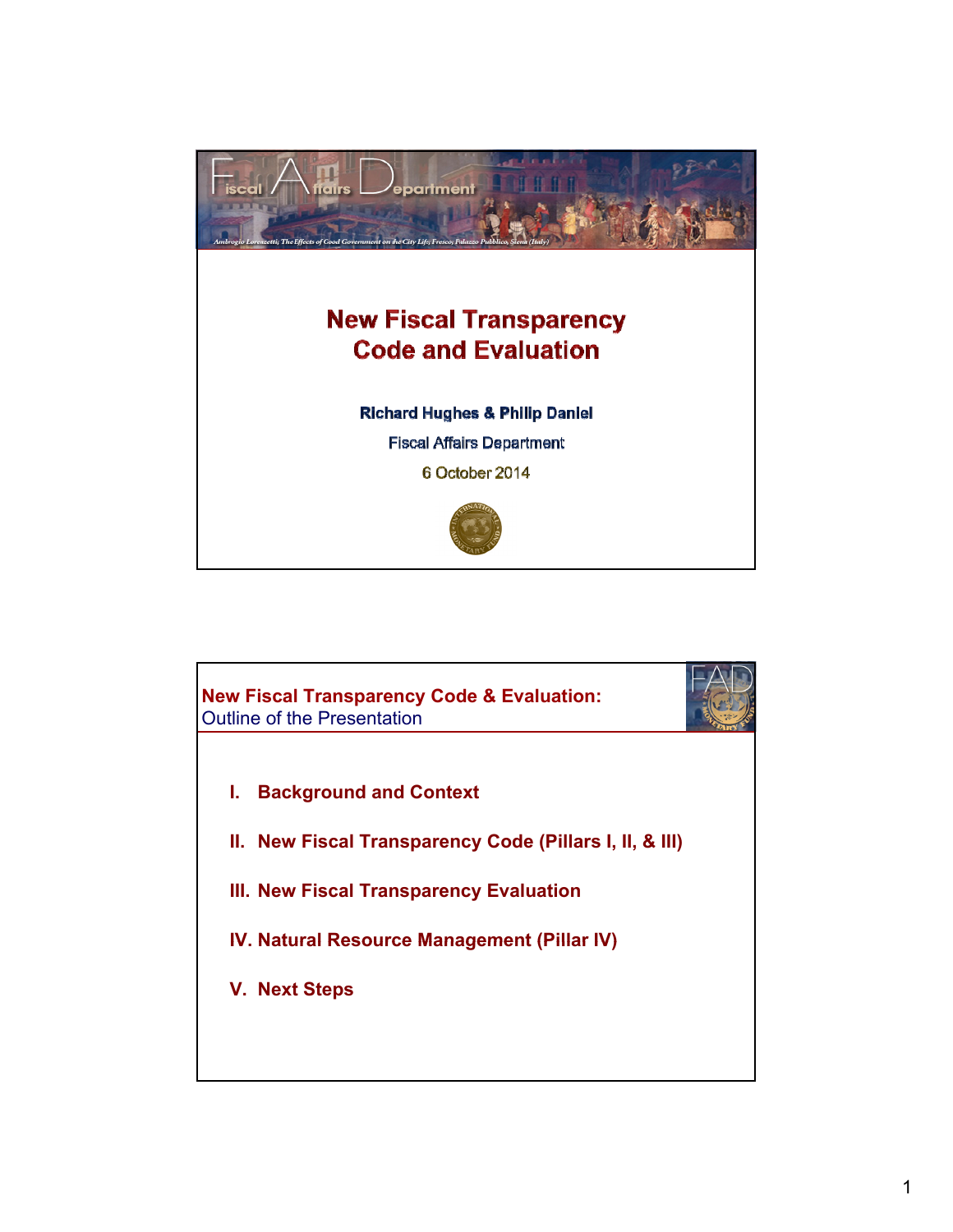Fiscal Affairs Department

*Ambrogio Lorenzetti, The Effects of Good Government on the City Life; Fresco; Palazzo Pubblico, Siena (Italy)*

# New Fiscal Transparency Code and Evaluation

**Richard Hughes & Philip Daniel**

Fiscal Affairs Department

6 October 2014

---

## New Fiscal Transparency Code & Evaluation: Outline of the Presentation

I. **Background and Context**

II. **New Fiscal Transparency Code (Pillars I, II, & III)**

III. **New Fiscal Transparency Evaluation**

IV. **Natural Resource Management (Pillar IV)**

V. **Next Steps**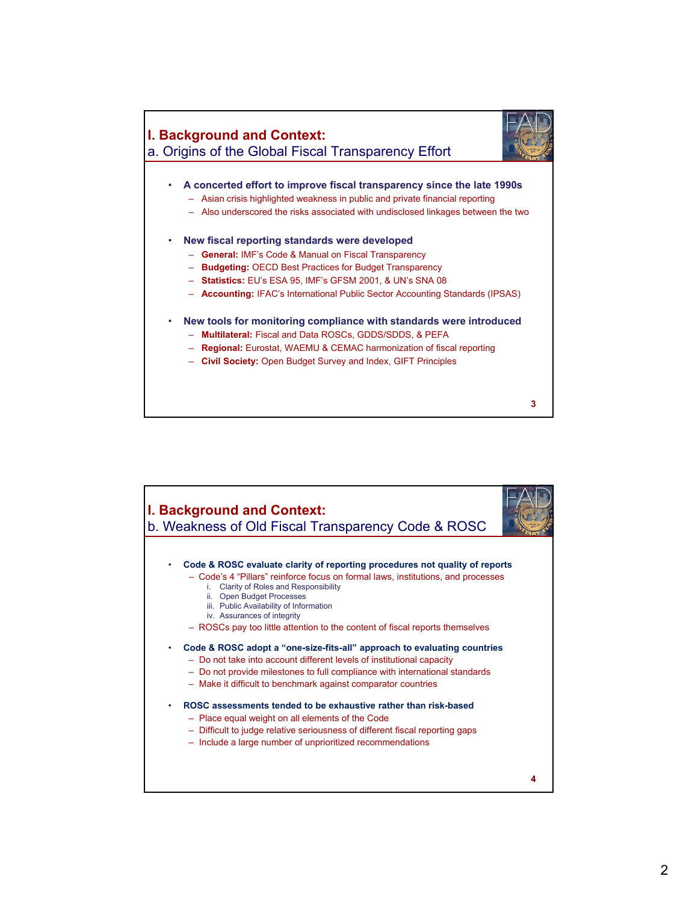## I. Background and Context:
### a. Origins of the Global Fiscal Transparency Effort

- **A concerted effort to improve fiscal transparency since the late 1990s**
  - Asian crisis highlighted weakness in public and private financial reporting
  - Also underscored the risks associated with undisclosed linkages between the two

- **New fiscal reporting standards were developed**
  - **General:** IMF's Code & Manual on Fiscal Transparency
  - **Budgeting:** OECD Best Practices for Budget Transparency
  - **Statistics:** EU's ESA 95, IMF's GFSM 2001, & UN's SNA 08
  - **Accounting:** IFAC's International Public Sector Accounting Standards (IPSAS)

- **New tools for monitoring compliance with standards were introduced**
  - **Multilateral:** Fiscal and Data ROSCs, GDDS/SDDS, & PEFA
  - **Regional:** Eurostat, WAEMU & CEMAC harmonization of fiscal reporting
  - **Civil Society:** Open Budget Survey and Index, GIFT Principles

## I. Background and Context:
### b. Weakness of Old Fiscal Transparency Code & ROSC

- **Code & ROSC evaluate clarity of reporting procedures not quality of reports**
  - Code's 4 "Pillars" reinforce focus on formal laws, institutions, and processes
    1. Clarity of Roles and Responsibility
    2. Open Budget Processes
    3. Public Availability of Information
    4. Assurances of integrity
  - ROSCs pay too little attention to the content of fiscal reports themselves

- **Code & ROSC adopt a "one-size-fits-all" approach to evaluating countries**
  - Do not take into account different levels of institutional capacity
  - Do not provide milestones to full compliance with international standards
  - Make it difficult to benchmark against comparator countries

- **ROSC assessments tended to be exhaustive rather than risk-based**
  - Place equal weight on all elements of the Code
  - Difficult to judge relative seriousness of different fiscal reporting gaps
  - Include a large number of unprioritized recommendations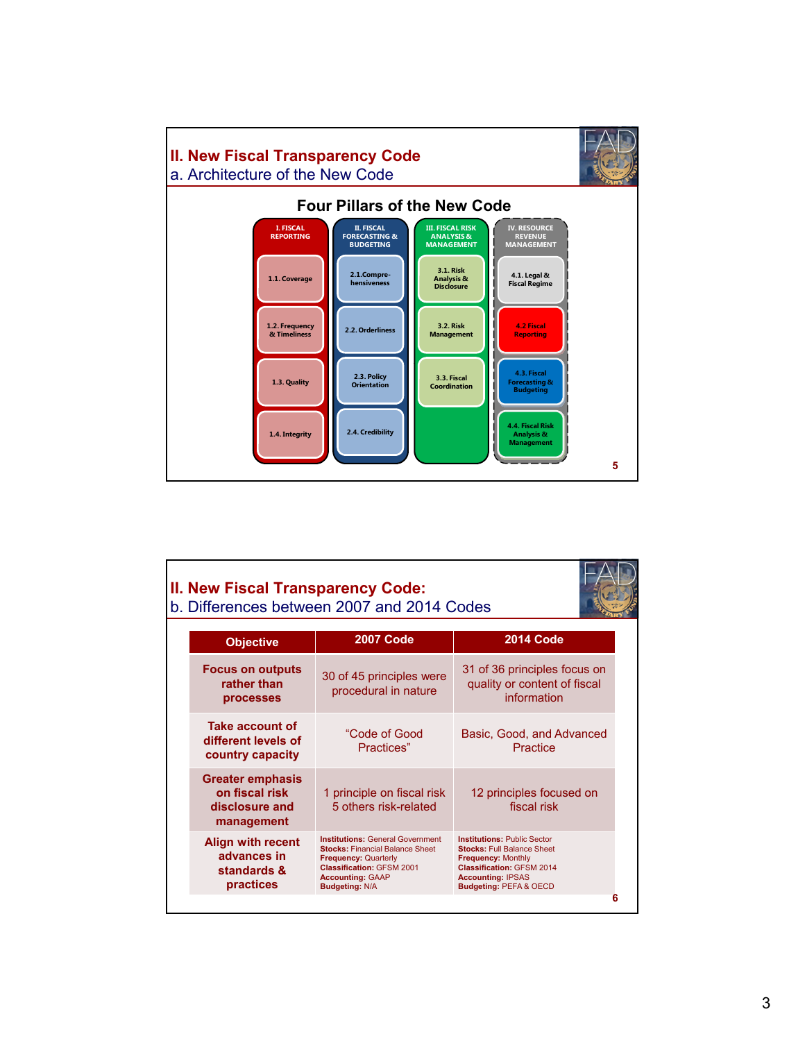## II. New Fiscal Transparency Code
### a. Architecture of the New Code

**Four Pillars of the New Code**

| I. FISCAL REPORTING | II. FISCAL FORECASTING & BUDGETING | III. FISCAL RISK ANALYSIS & MANAGEMENT | IV. RESOURCE REVENUE MANAGEMENT |
|---|---|---|---|
| 1.1. Coverage | 2.1. Compre-hensiveness | 3.1. Risk Analysis & Disclosure | 4.1. Legal & Fiscal Regime |
| 1.2. Frequency & Timeliness | 2.2. Orderliness | 3.2. Risk Management | 4.2 Fiscal Reporting |
| 1.3. Quality | 2.3. Policy Orientation | 3.3. Fiscal Coordination | 4.3. Fiscal Forecasting & Budgeting |
| 1.4. Integrity | 2.4. Credibility | | 4.4. Fiscal Risk Analysis & Management |

## II. New Fiscal Transparency Code:
### b. Differences between 2007 and 2014 Codes

| Objective | 2007 Code | 2014 Code |
|---|---|---|
| **Focus on outputs rather than processes** | 30 of 45 principles were procedural in nature | 31 of 36 principles focus on quality or content of fiscal information |
| **Take account of different levels of country capacity** | "Code of Good Practices" | Basic, Good, and Advanced Practice |
| **Greater emphasis on fiscal risk disclosure and management** | 1 principle on fiscal risk<br>5 others risk-related | 12 principles focused on fiscal risk |
| **Align with recent advances in standards & practices** | **Institutions:** General Government<br>**Stocks:** Financial Balance Sheet<br>**Frequency:** Quarterly<br>**Classification:** GFSM 2001<br>**Accounting:** GAAP<br>**Budgeting:** N/A | **Institutions:** Public Sector<br>**Stocks:** Full Balance Sheet<br>**Frequency:** Monthly<br>**Classification:** GFSM 2014<br>**Accounting:** IPSAS<br>**Budgeting:** PEFA & OECD |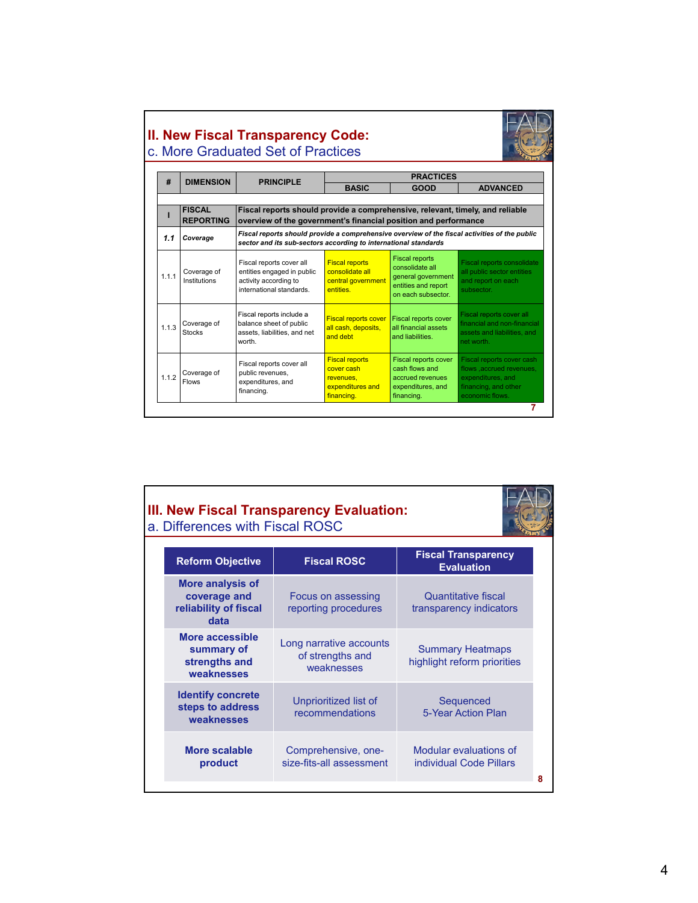## II. New Fiscal Transparency Code:
### c. More Graduated Set of Practices

| # | DIMENSION | PRINCIPLE | PRACTICES | | |
|---|---|---|---|---|---|
| | | | BASIC | GOOD | ADVANCED |
| **I** | **FISCAL REPORTING** | **Fiscal reports should provide a comprehensive, relevant, timely, and reliable overview of the government's financial position and performance** | | | |
| ***1.1*** | ***Coverage*** | ***Fiscal reports should provide a comprehensive overview of the fiscal activities of the public sector and its sub-sectors according to international standards*** | | | |
| 1.1.1 | Coverage of Institutions | Fiscal reports cover all entities engaged in public activity according to international standards. | Fiscal reports consolidate all central government entities. | Fiscal reports consolidate all general government entities and report on each subsector. | Fiscal reports consolidate all public sector entities and report on each subsector. |
| 1.1.3 | Coverage of Stocks | Fiscal reports include a balance sheet of public assets, liabilities, and net worth. | Fiscal reports cover all cash, deposits, and debt | Fiscal reports cover all financial assets and liabilities. | Fiscal reports cover all financial and non-financial assets and liabilities, and net worth. |
| 1.1.2 | Coverage of Flows | Fiscal reports cover all public revenues, expenditures, and financing. | Fiscal reports cover cash revenues, expenditures and financing. | Fiscal reports cover cash flows and accrued revenues expenditures, and financing. | Fiscal reports cover cash flows ,accrued revenues, expenditures, and financing, and other economic flows. |

## III. New Fiscal Transparency Evaluation:
### a. Differences with Fiscal ROSC

| Reform Objective | Fiscal ROSC | Fiscal Transparency Evaluation |
|---|---|---|
| **More analysis of coverage and reliability of fiscal data** | Focus on assessing reporting procedures | Quantitative fiscal transparency indicators |
| **More accessible summary of strengths and weaknesses** | Long narrative accounts of strengths and weaknesses | Summary Heatmaps highlight reform priorities |
| **Identify concrete steps to address weaknesses** | Unprioritized list of recommendations | Sequenced 5-Year Action Plan |
| **More scalable product** | Comprehensive, one-size-fits-all assessment | Modular evaluations of individual Code Pillars |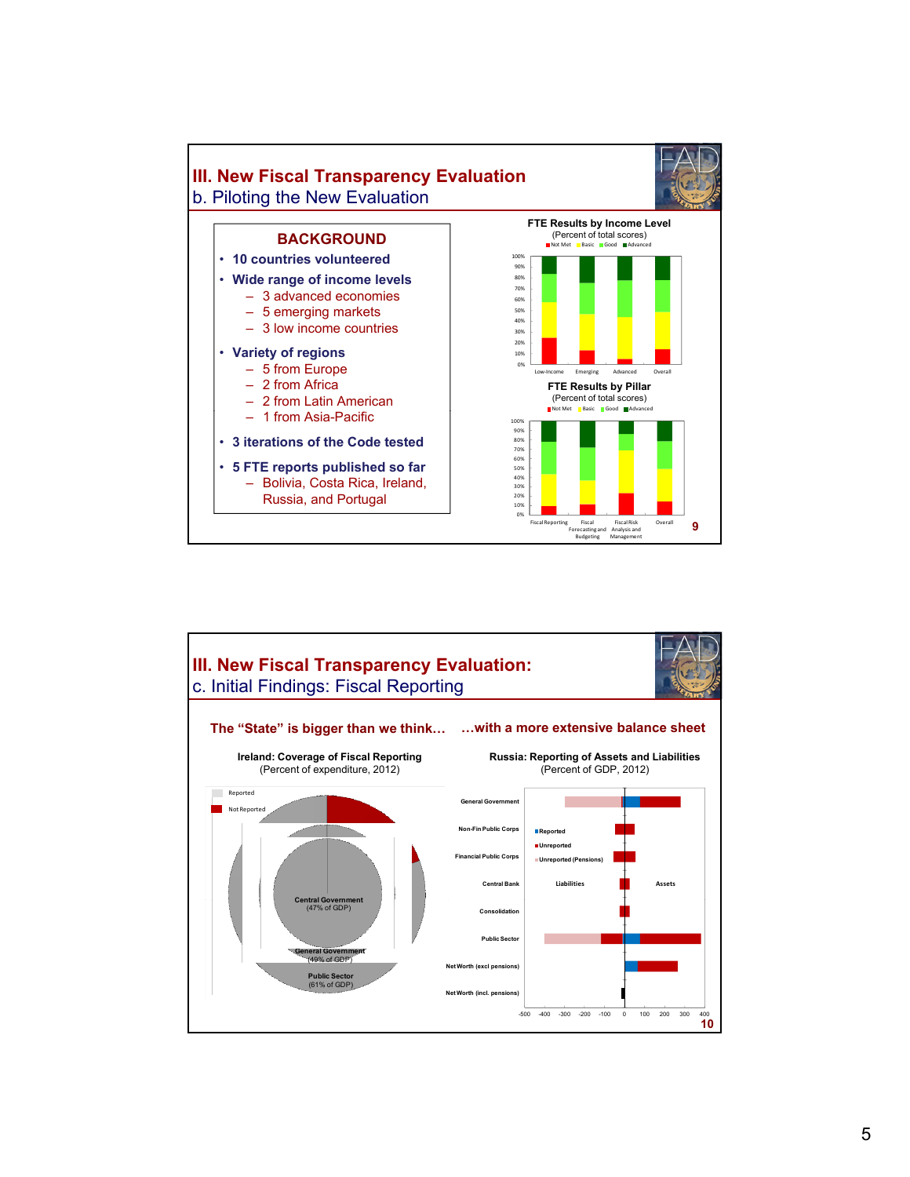# III. New Fiscal Transparency Evaluation

## b. Piloting the New Evaluation

### BACKGROUND

- 10 countries volunteered
- Wide range of income levels
  - 3 advanced economies
  - 5 emerging markets
  - 3 low income countries
- Variety of regions
  - 5 from Europe
  - 2 from Africa
  - 2 from Latin American
  - 1 from Asia-Pacific
- 3 iterations of the Code tested
- 5 FTE reports published so far
  - Bolivia, Costa Rica, Ireland, Russia, and Portugal

**FTE Results by Income Level**
(Percent of total scores)

Not Met | Basic | Good | Advanced

Low-Income | Emerging | Advanced | Overall

**FTE Results by Pillar**
(Percent of total scores)

Not Met | Basic | Good | Advanced

Fiscal Reporting | Fiscal Forecasting and Budgeting | Fiscal Risk Analysis and Management | Overall

# III. New Fiscal Transparency Evaluation:

## c. Initial Findings: Fiscal Reporting

**The "State" is bigger than we think…** | **…with a more extensive balance sheet**

**Ireland: Coverage of Fiscal Reporting**
(Percent of expenditure, 2012)

Reported | Not Reported

Central Government (47% of GDP)
General Government (49% of GDP)
Public Sector (61% of GDP)

**Russia: Reporting of Assets and Liabilities**
(Percent of GDP, 2012)

General Government | Non-Fin Public Corps | Financial Public Corps | Central Bank | Consolidation | Public Sector | Net Worth (excl pensions) | Net Worth (incl. pensions)

Reported | Unreported | Unreported (Pensions)

Liabilities | Assets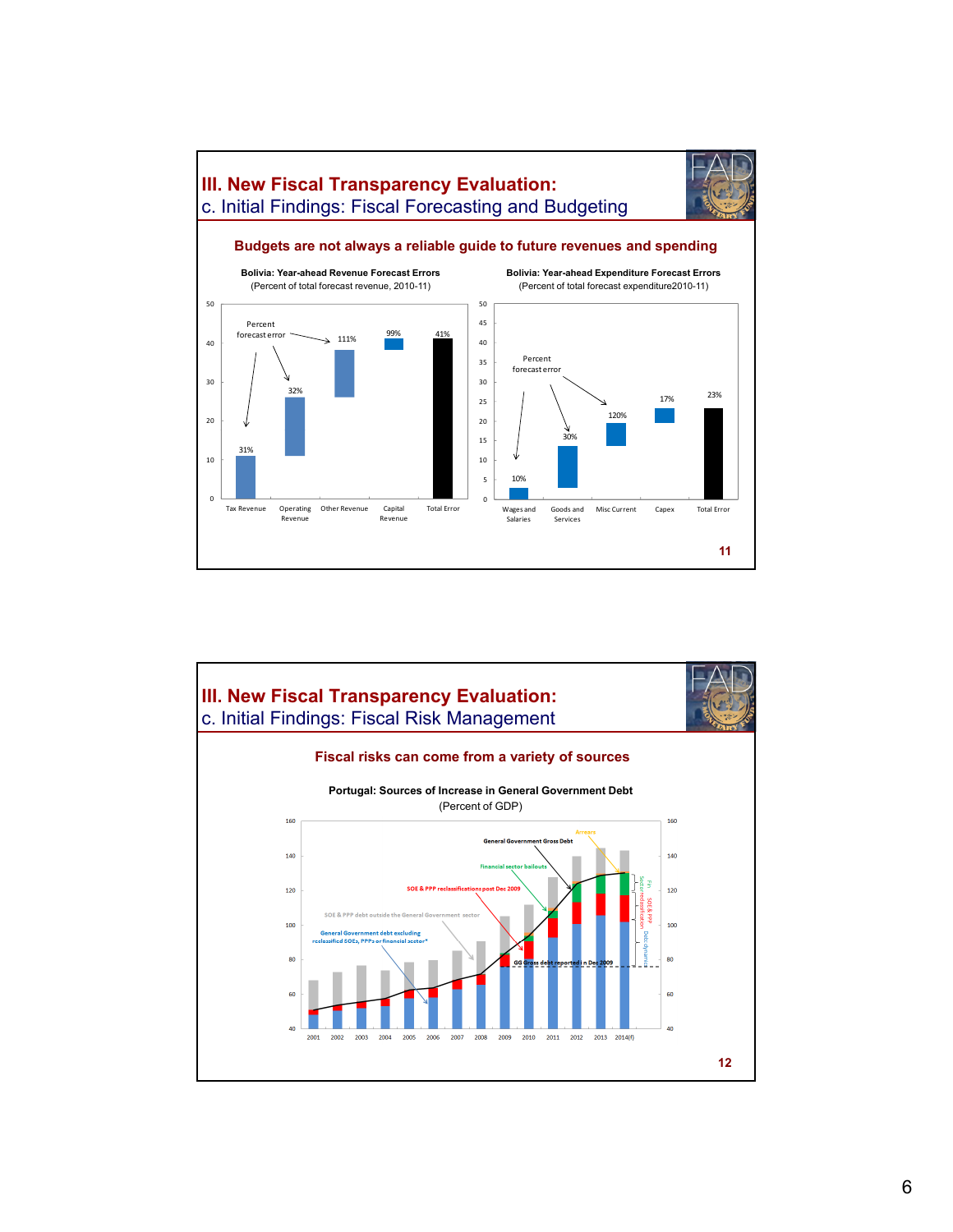## III. New Fiscal Transparency Evaluation:

c. Initial Findings: Fiscal Forecasting and Budgeting

**Budgets are not always a reliable guide to future revenues and spending**

**Bolivia: Year-ahead Revenue Forecast Errors**
(Percent of total forecast revenue, 2010-11)

| | Tax Revenue | Operating Revenue | Other Revenue | Capital Revenue | Total Error |
|---|---|---|---|---|---|
| Percent forecast error | 31% | 32% | 111% | 99% | 41% |

**Bolivia: Year-ahead Expenditure Forecast Errors**
(Percent of total forecast expenditure2010-11)

| | Wages and Salaries | Goods and Services | Misc Current | Capex | Total Error |
|---|---|---|---|---|---|
| Percent forecast error | 10% | 30% | 120% | 17% | 23% |

## III. New Fiscal Transparency Evaluation:

c. Initial Findings: Fiscal Risk Management

**Fiscal risks can come from a variety of sources**

**Portugal: Sources of Increase in General Government Debt**
(Percent of GDP)

Legend labels: General Government Gross Debt; Arrears; Financial sector bailouts; SOE & PPP reclassifications post Dec 2009; SOE & PPP debt outside the General Government sector; General Government debt excluding reclassified SOEs, PPPs or financial sector*; GG Gross debt reported in Dec 2009; Fin. Sector; SOE & PPP reclassification; Debt dynamics

Years: 2001, 2002, 2003, 2004, 2005, 2006, 2007, 2008, 2009, 2010, 2011, 2012, 2013, 2014(f)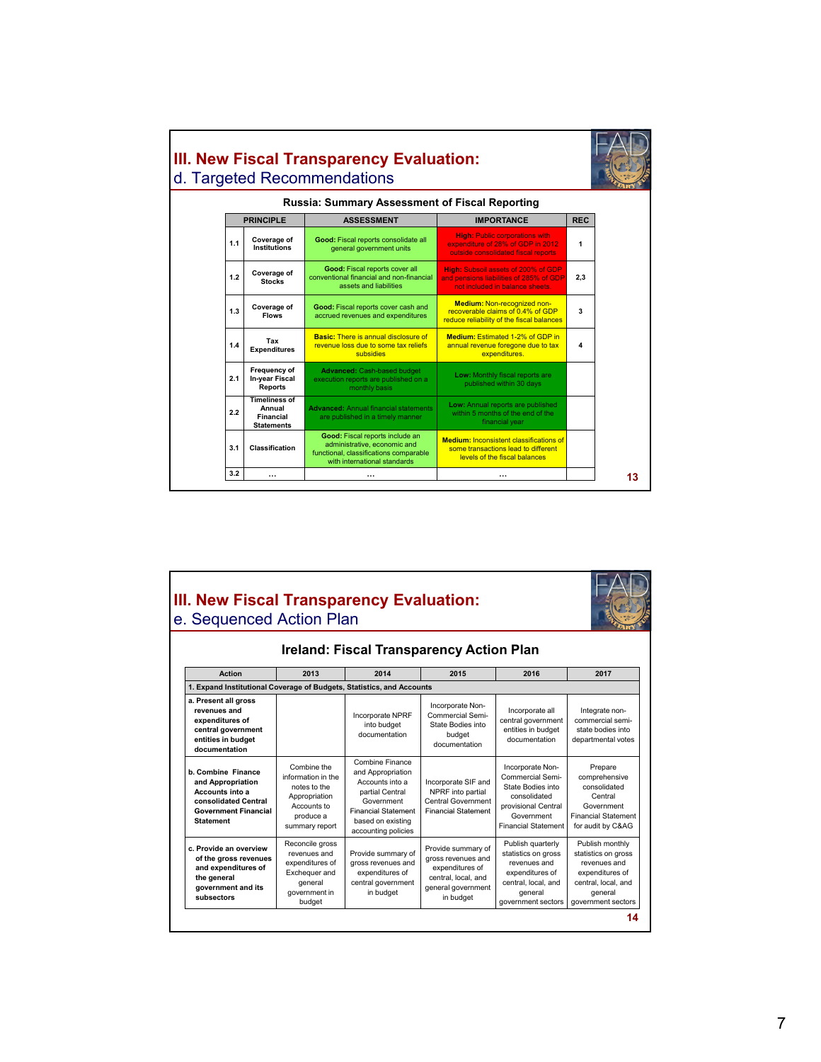# III. New Fiscal Transparency Evaluation:
## d. Targeted Recommendations

**Russia: Summary Assessment of Fiscal Reporting**

| | PRINCIPLE | ASSESSMENT | IMPORTANCE | REC |
|---|---|---|---|---|
| 1.1 | Coverage of Institutions | **Good:** Fiscal reports consolidate all general government units | **High:** Public corporations with expenditure of 28% of GDP in 2012 outside consolidated fiscal reports | 1 |
| 1.2 | Coverage of Stocks | **Good:** Fiscal reports cover all conventional financial and non-financial assets and liabilities | **High:** Subsoil assets of 200% of GDP and pensions liabilities of 285% of GDP not included in balance sheets | 2,3 |
| 1.3 | Coverage of Flows | **Good:** Fiscal reports cover cash and accrued revenues and expenditures | **Medium:** Non-recognized non-recoverable claims of 0.4% of GDP reduce reliability of the fiscal balances | 3 |
| 1.4 | Tax Expenditures | **Basic:** There is annual disclosure of revenue loss due to some tax reliefs subsidies | **Medium:** Estimated 1-2% of GDP in annual revenue foregone due to tax expenditures. | 4 |
| 2.1 | Frequency of In-year Fiscal Reports | **Advanced:** Cash-based budget execution reports are published on a monthly basis | **Low:** Monthly fiscal reports are published within 30 days | |
| 2.2 | Timeliness of Annual Financial Statements | **Advanced:** Annual financial statements are published in a timely manner | **Low:** Annual reports are published within 5 months of the end of the financial year | |
| 3.1 | Classification | **Good:** Fiscal reports include an administrative, economic and functional, classifications comparable with international standards | **Medium:** Inconsistent classifications of some transactions lead to different levels of the fiscal balances | |
| 3.2 | … | … | … | |

# III. New Fiscal Transparency Evaluation:
## e. Sequenced Action Plan

**Ireland: Fiscal Transparency Action Plan**

| Action | 2013 | 2014 | 2015 | 2016 | 2017 |
|---|---|---|---|---|---|
| **1. Expand Institutional Coverage of Budgets, Statistics, and Accounts** | | | | | |
| **a. Present all gross revenues and expenditures of central government entities in budget documentation** | | Incorporate NPRF into budget documentation | Incorporate Non-Commercial Semi-State Bodies into budget documentation | Incorporate all central government entities in budget documentation | Integrate non-commercial semi-state bodies into departmental votes |
| **b. Combine Finance and Appropriation Accounts into a consolidated Central Government Financial Statement** | Combine the information in the notes to the Appropriation Accounts to produce a summary report | Combine Finance and Appropriation Accounts into a partial Central Government Financial Statement based on existing accounting policies | Incorporate SIF and NPRF into partial Central Government Financial Statement | Incorporate Non-Commercial Semi-State Bodies into consolidated provisional Central Government Financial Statement | Prepare comprehensive consolidated Central Government Financial Statement for audit by C&AG |
| **c. Provide an overview of the gross revenues and expenditures of the general government and its subsectors** | Reconcile gross revenues and expenditures of Exchequer and general government in budget | Provide summary of gross revenues and expenditures of central government in budget | Provide summary of gross revenues and expenditures of central, local, and general government in budget | Publish quarterly statistics on gross revenues and expenditures of central, local, and general government sectors | Publish monthly statistics on gross revenues and expenditures of central, local, and general government sectors |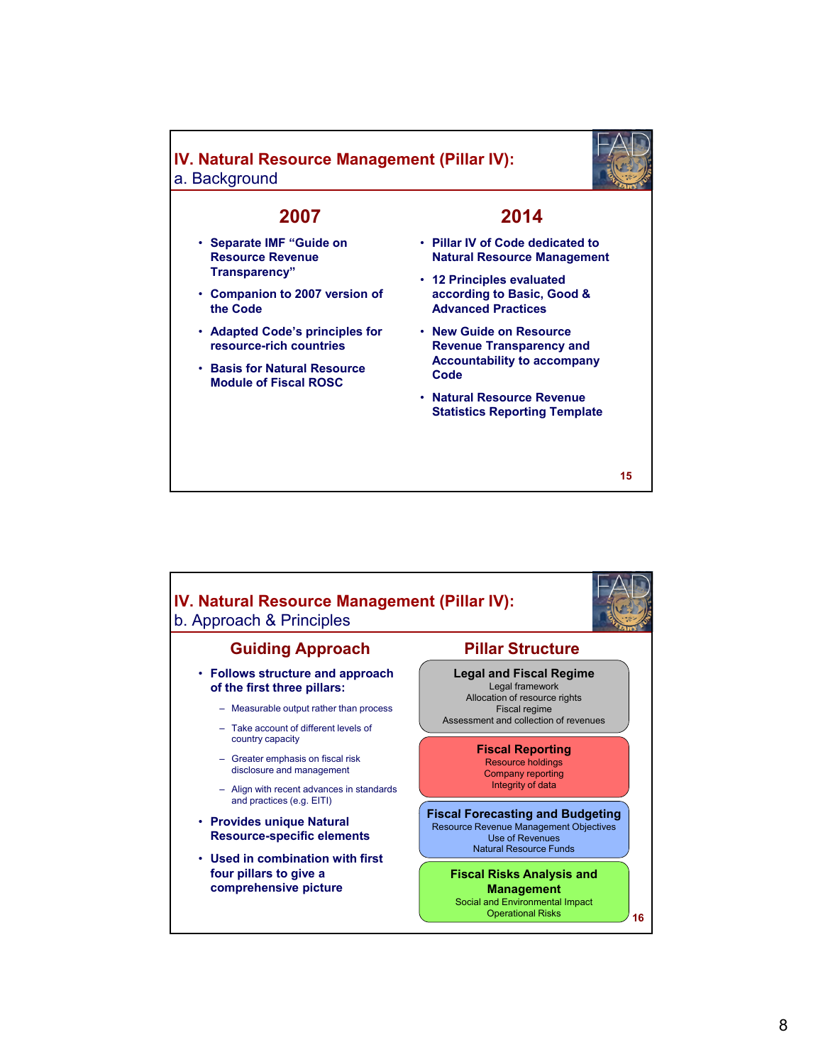## IV. Natural Resource Management (Pillar IV):
a. Background

### 2007

- Separate IMF "Guide on Resource Revenue Transparency"
- Companion to 2007 version of the Code
- Adapted Code's principles for resource-rich countries
- Basis for Natural Resource Module of Fiscal ROSC

### 2014

- Pillar IV of Code dedicated to Natural Resource Management
- 12 Principles evaluated according to Basic, Good & Advanced Practices
- New Guide on Resource Revenue Transparency and Accountability to accompany Code
- Natural Resource Revenue Statistics Reporting Template

## IV. Natural Resource Management (Pillar IV):
b. Approach & Principles

### Guiding Approach

- Follows structure and approach of the first three pillars:
  - Measurable output rather than process
  - Take account of different levels of country capacity
  - Greater emphasis on fiscal risk disclosure and management
  - Align with recent advances in standards and practices (e.g. EITI)
- Provides unique Natural Resource-specific elements
- Used in combination with first four pillars to give a comprehensive picture

### Pillar Structure

**Legal and Fiscal Regime**
Legal framework
Allocation of resource rights
Fiscal regime
Assessment and collection of revenues

**Fiscal Reporting**
Resource holdings
Company reporting
Integrity of data

**Fiscal Forecasting and Budgeting**
Resource Revenue Management Objectives
Use of Revenues
Natural Resource Funds

**Fiscal Risks Analysis and Management**
Social and Environmental Impact
Operational Risks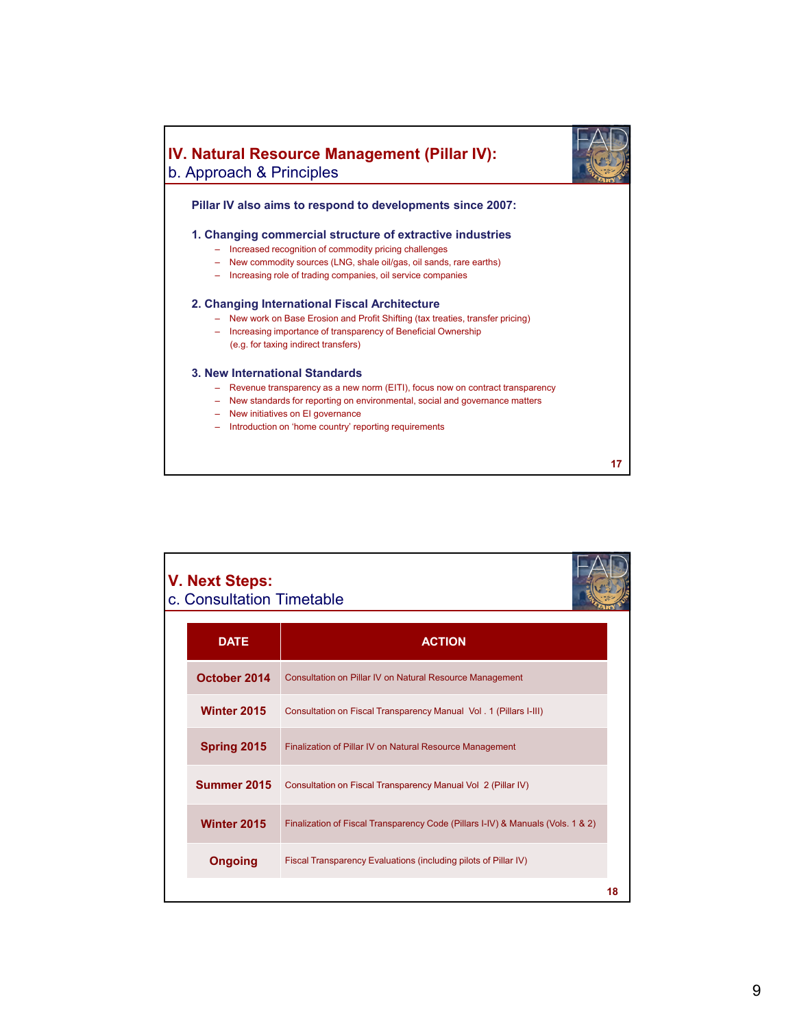## IV. Natural Resource Management (Pillar IV):
### b. Approach & Principles

**Pillar IV also aims to respond to developments since 2007:**

**1. Changing commercial structure of extractive industries**

- Increased recognition of commodity pricing challenges
- New commodity sources (LNG, shale oil/gas, oil sands, rare earths)
- Increasing role of trading companies, oil service companies

**2. Changing International Fiscal Architecture**

- New work on Base Erosion and Profit Shifting (tax treaties, transfer pricing)
- Increasing importance of transparency of Beneficial Ownership (e.g. for taxing indirect transfers)

**3. New International Standards**

- Revenue transparency as a new norm (EITI), focus now on contract transparency
- New standards for reporting on environmental, social and governance matters
- New initiatives on EI governance
- Introduction on 'home country' reporting requirements

## V. Next Steps:
### c. Consultation Timetable

| DATE | ACTION |
|---|---|
| October 2014 | Consultation on Pillar IV on Natural Resource Management |
| Winter 2015 | Consultation on Fiscal Transparency Manual Vol . 1 (Pillars I-III) |
| Spring 2015 | Finalization of Pillar IV on Natural Resource Management |
| Summer 2015 | Consultation on Fiscal Transparency Manual Vol 2 (Pillar IV) |
| Winter 2015 | Finalization of Fiscal Transparency Code (Pillars I-IV) & Manuals (Vols. 1 & 2) |
| Ongoing | Fiscal Transparency Evaluations (including pilots of Pillar IV) |